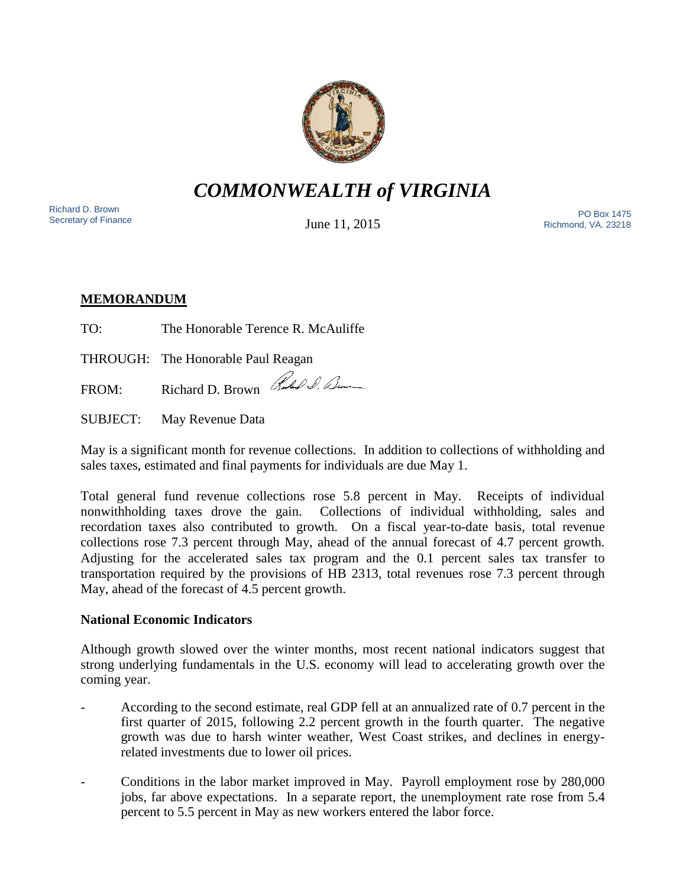# *COMMONWEALTH of VIRGINIA*

Richard D. Brown
Secretary of Finance

June 11, 2015

PO Box 1475
Richmond, VA. 23218

**MEMORANDUM**

TO: The Honorable Terence R. McAuliffe

THROUGH: The Honorable Paul Reagan

FROM: Richard D. Brown

SUBJECT: May Revenue Data

May is a significant month for revenue collections. In addition to collections of withholding and sales taxes, estimated and final payments for individuals are due May 1.

Total general fund revenue collections rose 5.8 percent in May. Receipts of individual nonwithholding taxes drove the gain. Collections of individual withholding, sales and recordation taxes also contributed to growth. On a fiscal year-to-date basis, total revenue collections rose 7.3 percent through May, ahead of the annual forecast of 4.7 percent growth. Adjusting for the accelerated sales tax program and the 0.1 percent sales tax transfer to transportation required by the provisions of HB 2313, total revenues rose 7.3 percent through May, ahead of the forecast of 4.5 percent growth.

**National Economic Indicators**

Although growth slowed over the winter months, most recent national indicators suggest that strong underlying fundamentals in the U.S. economy will lead to accelerating growth over the coming year.

- According to the second estimate, real GDP fell at an annualized rate of 0.7 percent in the first quarter of 2015, following 2.2 percent growth in the fourth quarter. The negative growth was due to harsh winter weather, West Coast strikes, and declines in energy-related investments due to lower oil prices.

- Conditions in the labor market improved in May. Payroll employment rose by 280,000 jobs, far above expectations. In a separate report, the unemployment rate rose from 5.4 percent to 5.5 percent in May as new workers entered the labor force.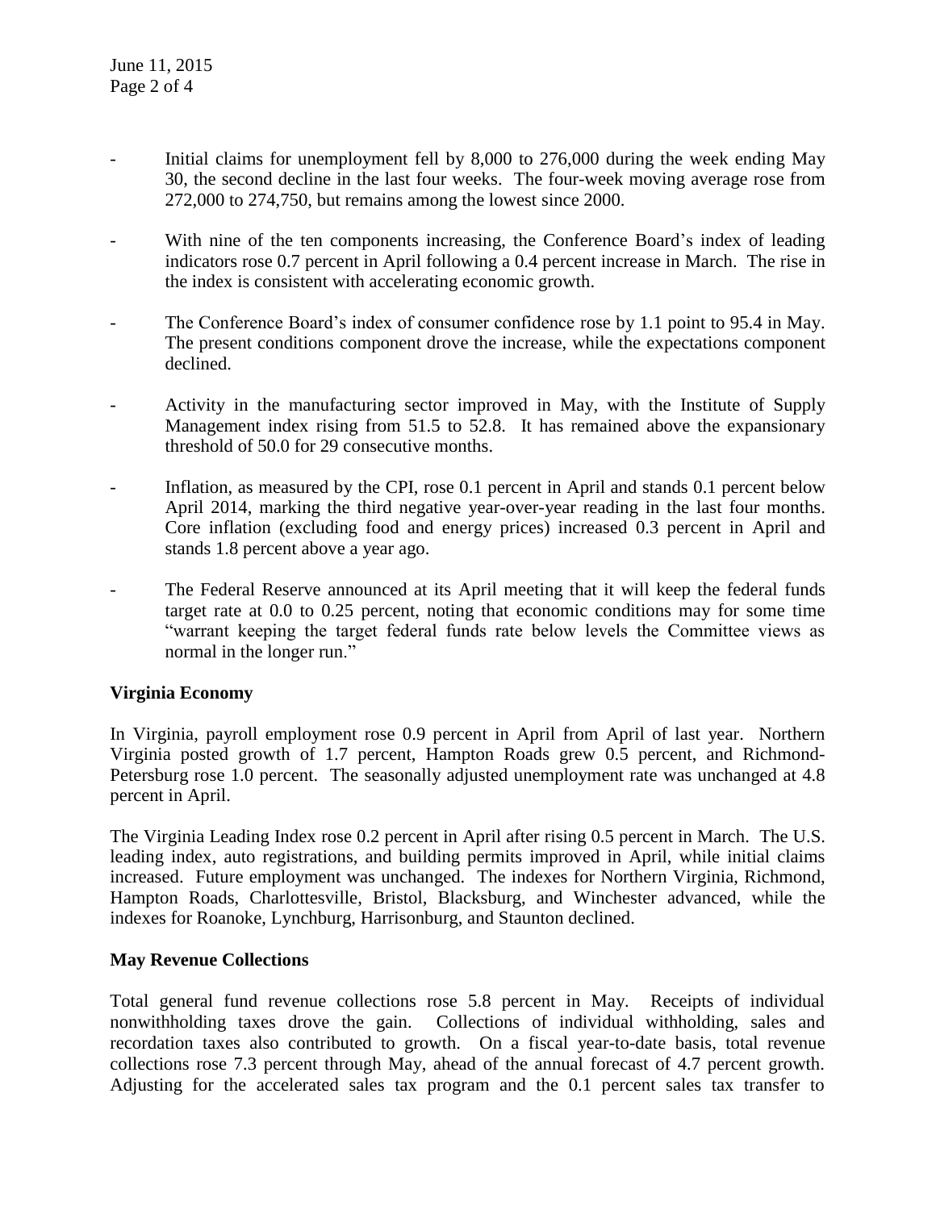- Initial claims for unemployment fell by 8,000 to 276,000 during the week ending May 30, the second decline in the last four weeks. The four-week moving average rose from 272,000 to 274,750, but remains among the lowest since 2000.

- With nine of the ten components increasing, the Conference Board's index of leading indicators rose 0.7 percent in April following a 0.4 percent increase in March. The rise in the index is consistent with accelerating economic growth.

- The Conference Board's index of consumer confidence rose by 1.1 point to 95.4 in May. The present conditions component drove the increase, while the expectations component declined.

- Activity in the manufacturing sector improved in May, with the Institute of Supply Management index rising from 51.5 to 52.8. It has remained above the expansionary threshold of 50.0 for 29 consecutive months.

- Inflation, as measured by the CPI, rose 0.1 percent in April and stands 0.1 percent below April 2014, marking the third negative year-over-year reading in the last four months. Core inflation (excluding food and energy prices) increased 0.3 percent in April and stands 1.8 percent above a year ago.

- The Federal Reserve announced at its April meeting that it will keep the federal funds target rate at 0.0 to 0.25 percent, noting that economic conditions may for some time "warrant keeping the target federal funds rate below levels the Committee views as normal in the longer run."

**Virginia Economy**

In Virginia, payroll employment rose 0.9 percent in April from April of last year. Northern Virginia posted growth of 1.7 percent, Hampton Roads grew 0.5 percent, and Richmond-Petersburg rose 1.0 percent. The seasonally adjusted unemployment rate was unchanged at 4.8 percent in April.

The Virginia Leading Index rose 0.2 percent in April after rising 0.5 percent in March. The U.S. leading index, auto registrations, and building permits improved in April, while initial claims increased. Future employment was unchanged. The indexes for Northern Virginia, Richmond, Hampton Roads, Charlottesville, Bristol, Blacksburg, and Winchester advanced, while the indexes for Roanoke, Lynchburg, Harrisonburg, and Staunton declined.

**May Revenue Collections**

Total general fund revenue collections rose 5.8 percent in May. Receipts of individual nonwithholding taxes drove the gain. Collections of individual withholding, sales and recordation taxes also contributed to growth. On a fiscal year-to-date basis, total revenue collections rose 7.3 percent through May, ahead of the annual forecast of 4.7 percent growth. Adjusting for the accelerated sales tax program and the 0.1 percent sales tax transfer to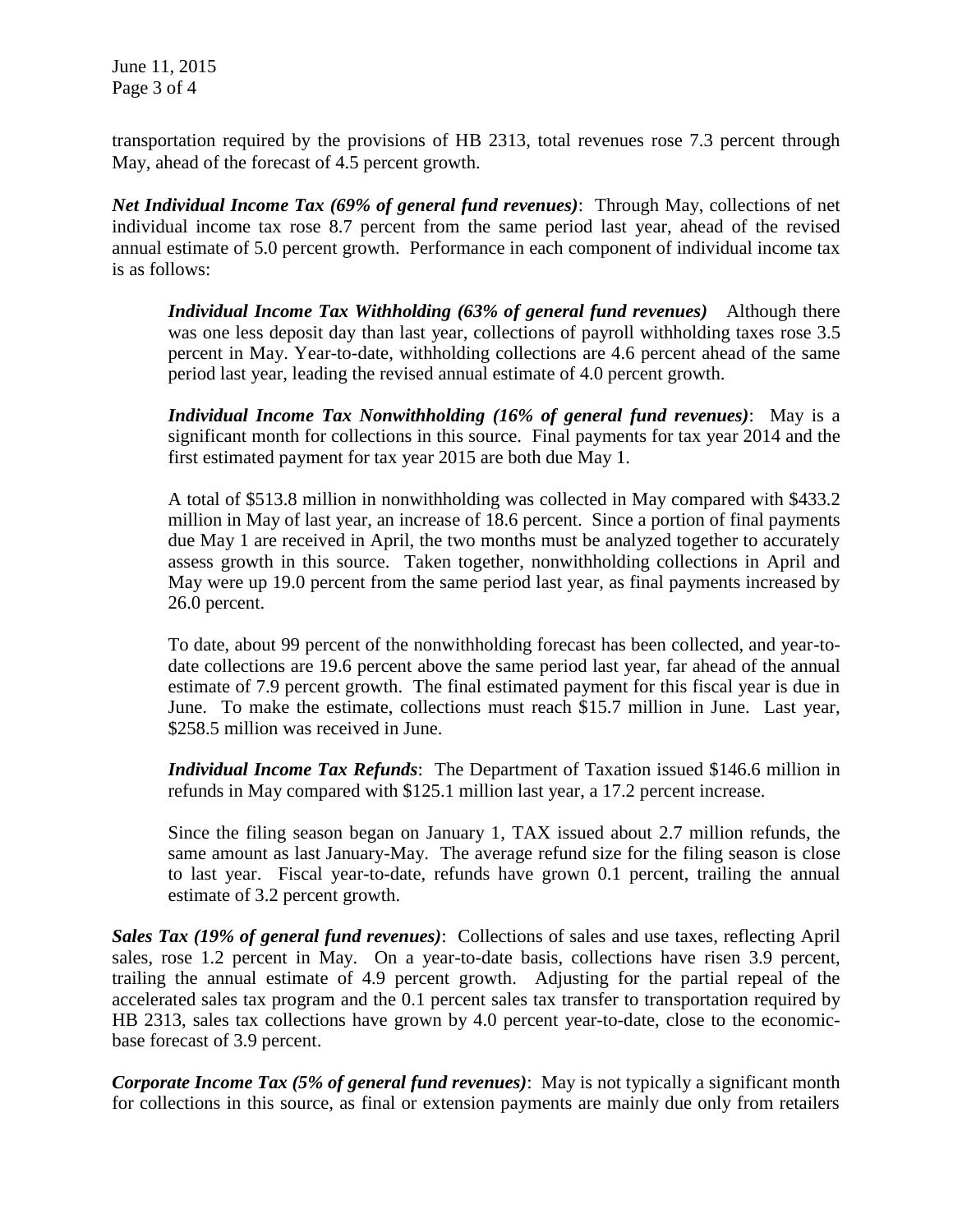transportation required by the provisions of HB 2313, total revenues rose 7.3 percent through May, ahead of the forecast of 4.5 percent growth.

***Net Individual Income Tax (69% of general fund revenues)***: Through May, collections of net individual income tax rose 8.7 percent from the same period last year, ahead of the revised annual estimate of 5.0 percent growth. Performance in each component of individual income tax is as follows:

> ***Individual Income Tax Withholding (63% of general fund revenues)*** Although there was one less deposit day than last year, collections of payroll withholding taxes rose 3.5 percent in May. Year-to-date, withholding collections are 4.6 percent ahead of the same period last year, leading the revised annual estimate of 4.0 percent growth.
>
> ***Individual Income Tax Nonwithholding (16% of general fund revenues)***: May is a significant month for collections in this source. Final payments for tax year 2014 and the first estimated payment for tax year 2015 are both due May 1.
>
> A total of $513.8 million in nonwithholding was collected in May compared with $433.2 million in May of last year, an increase of 18.6 percent. Since a portion of final payments due May 1 are received in April, the two months must be analyzed together to accurately assess growth in this source. Taken together, nonwithholding collections in April and May were up 19.0 percent from the same period last year, as final payments increased by 26.0 percent.
>
> To date, about 99 percent of the nonwithholding forecast has been collected, and year-to-date collections are 19.6 percent above the same period last year, far ahead of the annual estimate of 7.9 percent growth. The final estimated payment for this fiscal year is due in June. To make the estimate, collections must reach $15.7 million in June. Last year, $258.5 million was received in June.
>
> ***Individual Income Tax Refunds***: The Department of Taxation issued $146.6 million in refunds in May compared with $125.1 million last year, a 17.2 percent increase.
>
> Since the filing season began on January 1, TAX issued about 2.7 million refunds, the same amount as last January-May. The average refund size for the filing season is close to last year. Fiscal year-to-date, refunds have grown 0.1 percent, trailing the annual estimate of 3.2 percent growth.

***Sales Tax (19% of general fund revenues)***: Collections of sales and use taxes, reflecting April sales, rose 1.2 percent in May. On a year-to-date basis, collections have risen 3.9 percent, trailing the annual estimate of 4.9 percent growth. Adjusting for the partial repeal of the accelerated sales tax program and the 0.1 percent sales tax transfer to transportation required by HB 2313, sales tax collections have grown by 4.0 percent year-to-date, close to the economic-base forecast of 3.9 percent.

***Corporate Income Tax (5% of general fund revenues)***: May is not typically a significant month for collections in this source, as final or extension payments are mainly due only from retailers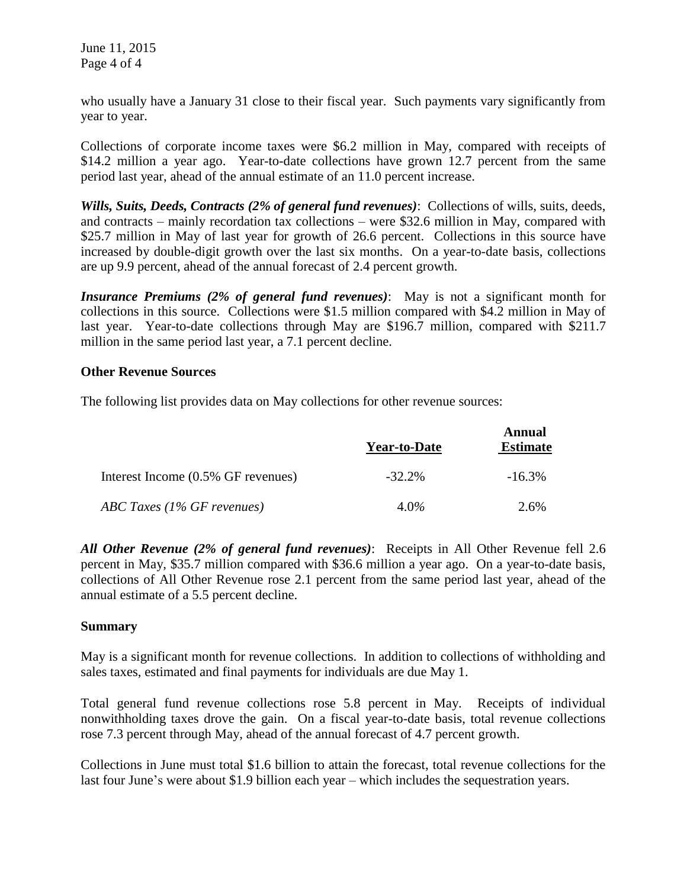who usually have a January 31 close to their fiscal year. Such payments vary significantly from year to year.

Collections of corporate income taxes were $6.2 million in May, compared with receipts of $14.2 million a year ago. Year-to-date collections have grown 12.7 percent from the same period last year, ahead of the annual estimate of an 11.0 percent increase.

***Wills, Suits, Deeds, Contracts (2% of general fund revenues)***: Collections of wills, suits, deeds, and contracts – mainly recordation tax collections – were $32.6 million in May, compared with $25.7 million in May of last year for growth of 26.6 percent. Collections in this source have increased by double-digit growth over the last six months. On a year-to-date basis, collections are up 9.9 percent, ahead of the annual forecast of 2.4 percent growth.

***Insurance Premiums (2% of general fund revenues)***: May is not a significant month for collections in this source. Collections were $1.5 million compared with $4.2 million in May of last year. Year-to-date collections through May are $196.7 million, compared with $211.7 million in the same period last year, a 7.1 percent decline.

**Other Revenue Sources**

The following list provides data on May collections for other revenue sources:

| | Year-to-Date | Annual Estimate |
|---|---|---|
| Interest Income (0.5% GF revenues) | -32.2% | -16.3% |
| *ABC Taxes (1% GF revenues)* | 4.0% | 2.6% |

***All Other Revenue (2% of general fund revenues)***: Receipts in All Other Revenue fell 2.6 percent in May, $35.7 million compared with $36.6 million a year ago. On a year-to-date basis, collections of All Other Revenue rose 2.1 percent from the same period last year, ahead of the annual estimate of a 5.5 percent decline.

**Summary**

May is a significant month for revenue collections. In addition to collections of withholding and sales taxes, estimated and final payments for individuals are due May 1.

Total general fund revenue collections rose 5.8 percent in May. Receipts of individual nonwithholding taxes drove the gain. On a fiscal year-to-date basis, total revenue collections rose 7.3 percent through May, ahead of the annual forecast of 4.7 percent growth.

Collections in June must total $1.6 billion to attain the forecast, total revenue collections for the last four June's were about $1.9 billion each year – which includes the sequestration years.